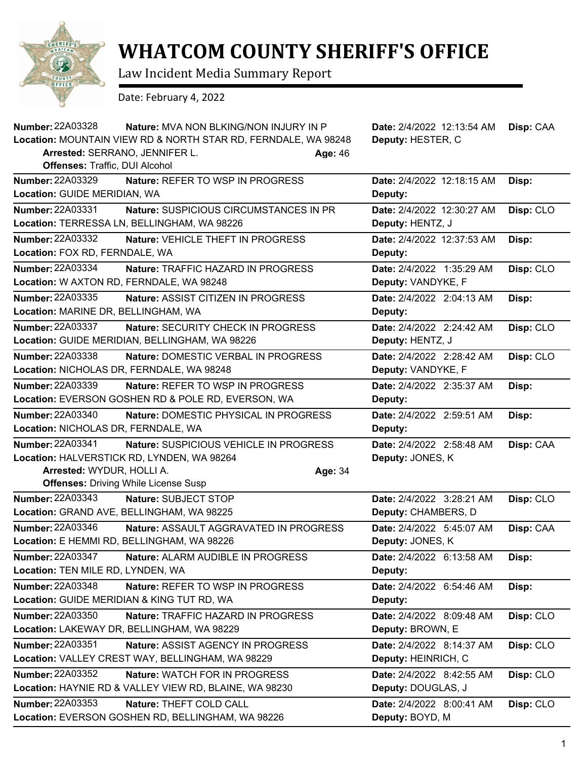# WHATCOM COUNTY SHERIFF'S OFFICE

Law Incident Media Summary Report

Date: February 4, 2022

**Number:** 22A03328 **Nature:** MVA NON BLKING/NON INJURY IN P **Date:** 2/4/2022 12:13:54 AM **Disp:** CAA
**Location:** MOUNTAIN VIEW RD & NORTH STAR RD, FERNDALE, WA 98248 **Deputy:** HESTER, C
**Arrested:** SERRANO, JENNIFER L. **Age:** 46
**Offenses:** Traffic, DUI Alcohol

---

**Number:** 22A03329 **Nature:** REFER TO WSP IN PROGRESS **Date:** 2/4/2022 12:18:15 AM **Disp:**
**Location:** GUIDE MERIDIAN, WA **Deputy:**

---

**Number:** 22A03331 **Nature:** SUSPICIOUS CIRCUMSTANCES IN PR **Date:** 2/4/2022 12:30:27 AM **Disp:** CLO
**Location:** TERRESSA LN, BELLINGHAM, WA 98226 **Deputy:** HENTZ, J

---

**Number:** 22A03332 **Nature:** VEHICLE THEFT IN PROGRESS **Date:** 2/4/2022 12:37:53 AM **Disp:**
**Location:** FOX RD, FERNDALE, WA **Deputy:**

---

**Number:** 22A03334 **Nature:** TRAFFIC HAZARD IN PROGRESS **Date:** 2/4/2022 1:35:29 AM **Disp:** CLO
**Location:** W AXTON RD, FERNDALE, WA 98248 **Deputy:** VANDYKE, F

---

**Number:** 22A03335 **Nature:** ASSIST CITIZEN IN PROGRESS **Date:** 2/4/2022 2:04:13 AM **Disp:**
**Location:** MARINE DR, BELLINGHAM, WA **Deputy:**

---

**Number:** 22A03337 **Nature:** SECURITY CHECK IN PROGRESS **Date:** 2/4/2022 2:24:42 AM **Disp:** CLO
**Location:** GUIDE MERIDIAN, BELLINGHAM, WA 98226 **Deputy:** HENTZ, J

---

**Number:** 22A03338 **Nature:** DOMESTIC VERBAL IN PROGRESS **Date:** 2/4/2022 2:28:42 AM **Disp:** CLO
**Location:** NICHOLAS DR, FERNDALE, WA 98248 **Deputy:** VANDYKE, F

---

**Number:** 22A03339 **Nature:** REFER TO WSP IN PROGRESS **Date:** 2/4/2022 2:35:37 AM **Disp:**
**Location:** EVERSON GOSHEN RD & POLE RD, EVERSON, WA **Deputy:**

---

**Number:** 22A03340 **Nature:** DOMESTIC PHYSICAL IN PROGRESS **Date:** 2/4/2022 2:59:51 AM **Disp:**
**Location:** NICHOLAS DR, FERNDALE, WA **Deputy:**

---

**Number:** 22A03341 **Nature:** SUSPICIOUS VEHICLE IN PROGRESS **Date:** 2/4/2022 2:58:48 AM **Disp:** CAA
**Location:** HALVERSTICK RD, LYNDEN, WA 98264 **Deputy:** JONES, K
**Arrested:** WYDUR, HOLLI A. **Age:** 34
**Offenses:** Driving While License Susp

---

**Number:** 22A03343 **Nature:** SUBJECT STOP **Date:** 2/4/2022 3:28:21 AM **Disp:** CLO
**Location:** GRAND AVE, BELLINGHAM, WA 98225 **Deputy:** CHAMBERS, D

---

**Number:** 22A03346 **Nature:** ASSAULT AGGRAVATED IN PROGRESS **Date:** 2/4/2022 5:45:07 AM **Disp:** CAA
**Location:** E HEMMI RD, BELLINGHAM, WA 98226 **Deputy:** JONES, K

---

**Number:** 22A03347 **Nature:** ALARM AUDIBLE IN PROGRESS **Date:** 2/4/2022 6:13:58 AM **Disp:**
**Location:** TEN MILE RD, LYNDEN, WA **Deputy:**

---

**Number:** 22A03348 **Nature:** REFER TO WSP IN PROGRESS **Date:** 2/4/2022 6:54:46 AM **Disp:**
**Location:** GUIDE MERIDIAN & KING TUT RD, WA **Deputy:**

---

**Number:** 22A03350 **Nature:** TRAFFIC HAZARD IN PROGRESS **Date:** 2/4/2022 8:09:48 AM **Disp:** CLO
**Location:** LAKEWAY DR, BELLINGHAM, WA 98229 **Deputy:** BROWN, E

---

**Number:** 22A03351 **Nature:** ASSIST AGENCY IN PROGRESS **Date:** 2/4/2022 8:14:37 AM **Disp:** CLO
**Location:** VALLEY CREST WAY, BELLINGHAM, WA 98229 **Deputy:** HEINRICH, C

---

**Number:** 22A03352 **Nature:** WATCH FOR IN PROGRESS **Date:** 2/4/2022 8:42:55 AM **Disp:** CLO
**Location:** HAYNIE RD & VALLEY VIEW RD, BLAINE, WA 98230 **Deputy:** DOUGLAS, J

---

**Number:** 22A03353 **Nature:** THEFT COLD CALL **Date:** 2/4/2022 8:00:41 AM **Disp:** CLO
**Location:** EVERSON GOSHEN RD, BELLINGHAM, WA 98226 **Deputy:** BOYD, M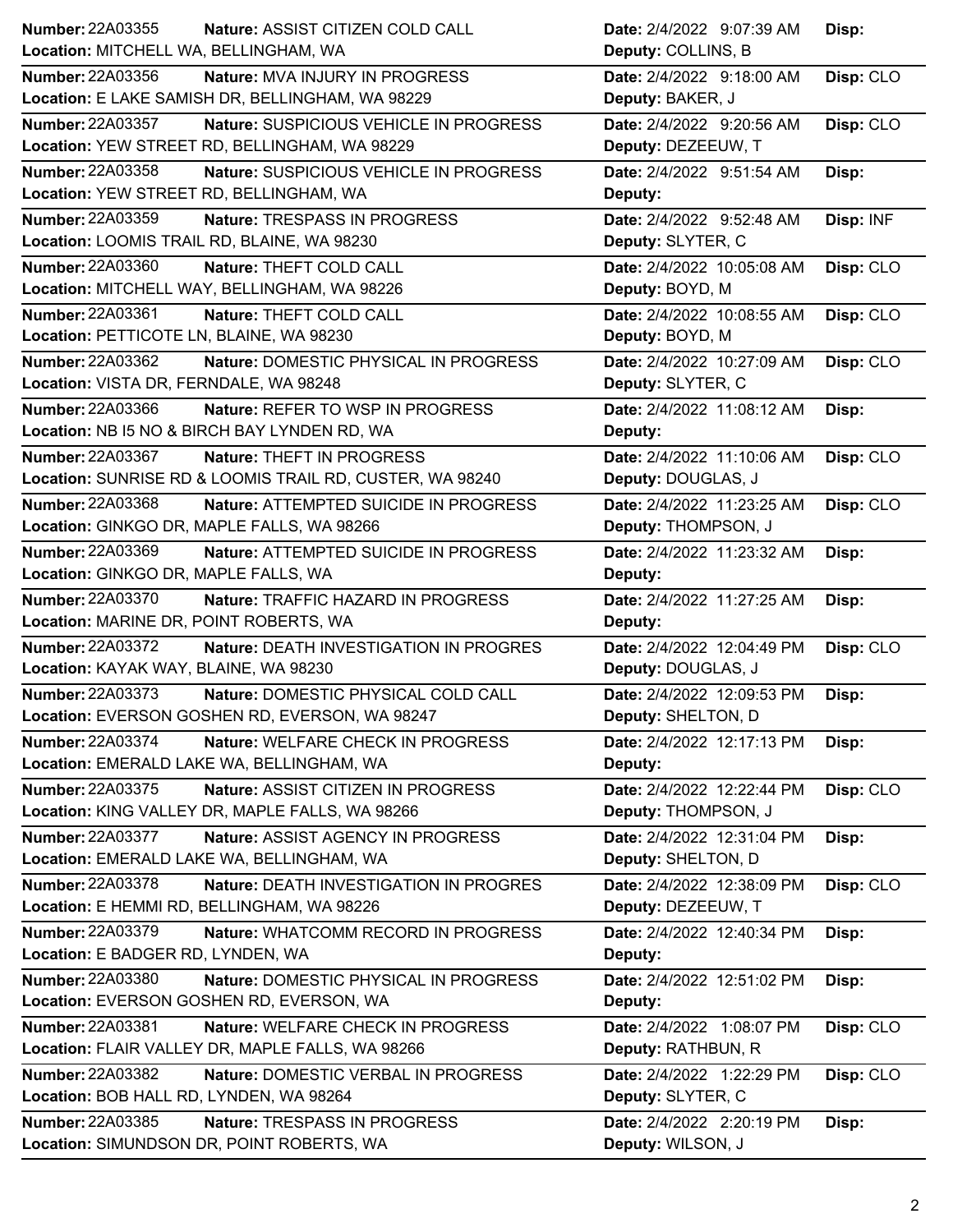| Number | Nature | Location | Date | Deputy | Disp |
|---|---|---|---|---|---|
| 22A03355 | ASSIST CITIZEN COLD CALL | MITCHELL WA, BELLINGHAM, WA | 2/4/2022 9:07:39 AM | COLLINS, B | |
| 22A03356 | MVA INJURY IN PROGRESS | E LAKE SAMISH DR, BELLINGHAM, WA 98229 | 2/4/2022 9:18:00 AM | BAKER, J | CLO |
| 22A03357 | SUSPICIOUS VEHICLE IN PROGRESS | YEW STREET RD, BELLINGHAM, WA 98229 | 2/4/2022 9:20:56 AM | DEZEEUW, T | CLO |
| 22A03358 | SUSPICIOUS VEHICLE IN PROGRESS | YEW STREET RD, BELLINGHAM, WA | 2/4/2022 9:51:54 AM | | |
| 22A03359 | TRESPASS IN PROGRESS | LOOMIS TRAIL RD, BLAINE, WA 98230 | 2/4/2022 9:52:48 AM | SLYTER, C | INF |
| 22A03360 | THEFT COLD CALL | MITCHELL WAY, BELLINGHAM, WA 98226 | 2/4/2022 10:05:08 AM | BOYD, M | CLO |
| 22A03361 | THEFT COLD CALL | PETTICOTE LN, BLAINE, WA 98230 | 2/4/2022 10:08:55 AM | BOYD, M | CLO |
| 22A03362 | DOMESTIC PHYSICAL IN PROGRESS | VISTA DR, FERNDALE, WA 98248 | 2/4/2022 10:27:09 AM | SLYTER, C | CLO |
| 22A03366 | REFER TO WSP IN PROGRESS | NB I5 NO & BIRCH BAY LYNDEN RD, WA | 2/4/2022 11:08:12 AM | | |
| 22A03367 | THEFT IN PROGRESS | SUNRISE RD & LOOMIS TRAIL RD, CUSTER, WA 98240 | 2/4/2022 11:10:06 AM | DOUGLAS, J | CLO |
| 22A03368 | ATTEMPTED SUICIDE IN PROGRESS | GINKGO DR, MAPLE FALLS, WA 98266 | 2/4/2022 11:23:25 AM | THOMPSON, J | CLO |
| 22A03369 | ATTEMPTED SUICIDE IN PROGRESS | GINKGO DR, MAPLE FALLS, WA | 2/4/2022 11:23:32 AM | | |
| 22A03370 | TRAFFIC HAZARD IN PROGRESS | MARINE DR, POINT ROBERTS, WA | 2/4/2022 11:27:25 AM | | |
| 22A03372 | DEATH INVESTIGATION IN PROGRES | KAYAK WAY, BLAINE, WA 98230 | 2/4/2022 12:04:49 PM | DOUGLAS, J | CLO |
| 22A03373 | DOMESTIC PHYSICAL COLD CALL | EVERSON GOSHEN RD, EVERSON, WA 98247 | 2/4/2022 12:09:53 PM | SHELTON, D | |
| 22A03374 | WELFARE CHECK IN PROGRESS | EMERALD LAKE WA, BELLINGHAM, WA | 2/4/2022 12:17:13 PM | | |
| 22A03375 | ASSIST CITIZEN IN PROGRESS | KING VALLEY DR, MAPLE FALLS, WA 98266 | 2/4/2022 12:22:44 PM | THOMPSON, J | CLO |
| 22A03377 | ASSIST AGENCY IN PROGRESS | EMERALD LAKE WA, BELLINGHAM, WA | 2/4/2022 12:31:04 PM | SHELTON, D | |
| 22A03378 | DEATH INVESTIGATION IN PROGRES | E HEMMI RD, BELLINGHAM, WA 98226 | 2/4/2022 12:38:09 PM | DEZEEUW, T | CLO |
| 22A03379 | WHATCOMM RECORD IN PROGRESS | E BADGER RD, LYNDEN, WA | 2/4/2022 12:40:34 PM | | |
| 22A03380 | DOMESTIC PHYSICAL IN PROGRESS | EVERSON GOSHEN RD, EVERSON, WA | 2/4/2022 12:51:02 PM | | |
| 22A03381 | WELFARE CHECK IN PROGRESS | FLAIR VALLEY DR, MAPLE FALLS, WA 98266 | 2/4/2022 1:08:07 PM | RATHBUN, R | CLO |
| 22A03382 | DOMESTIC VERBAL IN PROGRESS | BOB HALL RD, LYNDEN, WA 98264 | 2/4/2022 1:22:29 PM | SLYTER, C | CLO |
| 22A03385 | TRESPASS IN PROGRESS | SIMUNDSON DR, POINT ROBERTS, WA | 2/4/2022 2:20:19 PM | WILSON, J | |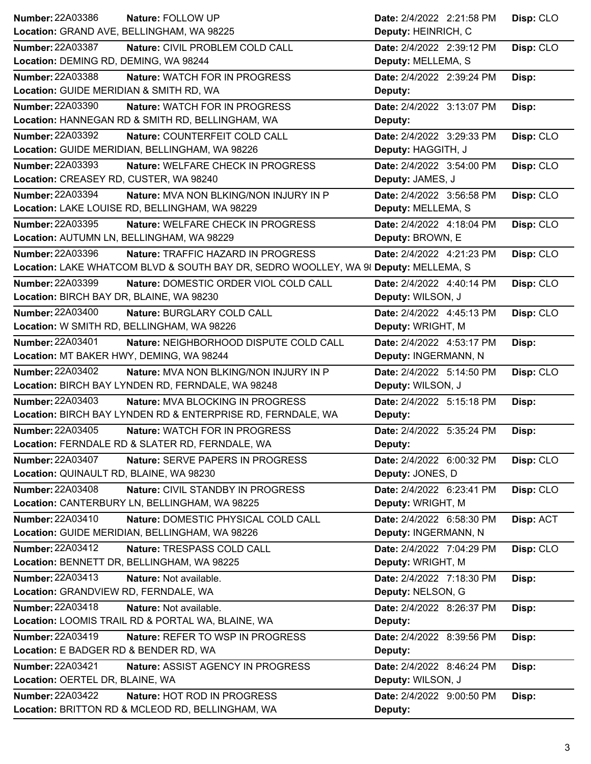| Number | Nature | Location | Date | Deputy | Disp |
|---|---|---|---|---|---|
| 22A03386 | FOLLOW UP | GRAND AVE, BELLINGHAM, WA 98225 | 2/4/2022 2:21:58 PM | HEINRICH, C | CLO |
| 22A03387 | CIVIL PROBLEM COLD CALL | DEMING RD, DEMING, WA 98244 | 2/4/2022 2:39:12 PM | MELLEMA, S | CLO |
| 22A03388 | WATCH FOR IN PROGRESS | GUIDE MERIDIAN & SMITH RD, WA | 2/4/2022 2:39:24 PM | | |
| 22A03390 | WATCH FOR IN PROGRESS | HANNEGAN RD & SMITH RD, BELLINGHAM, WA | 2/4/2022 3:13:07 PM | | |
| 22A03392 | COUNTERFEIT COLD CALL | GUIDE MERIDIAN, BELLINGHAM, WA 98226 | 2/4/2022 3:29:33 PM | HAGGITH, J | CLO |
| 22A03393 | WELFARE CHECK IN PROGRESS | CREASEY RD, CUSTER, WA 98240 | 2/4/2022 3:54:00 PM | JAMES, J | CLO |
| 22A03394 | MVA NON BLKING/NON INJURY IN P | LAKE LOUISE RD, BELLINGHAM, WA 98229 | 2/4/2022 3:56:58 PM | MELLEMA, S | CLO |
| 22A03395 | WELFARE CHECK IN PROGRESS | AUTUMN LN, BELLINGHAM, WA 98229 | 2/4/2022 4:18:04 PM | BROWN, E | CLO |
| 22A03396 | TRAFFIC HAZARD IN PROGRESS | LAKE WHATCOM BLVD & SOUTH BAY DR, SEDRO WOOLLEY, WA 98 | 2/4/2022 4:21:23 PM | MELLEMA, S | CLO |
| 22A03399 | DOMESTIC ORDER VIOL COLD CALL | BIRCH BAY DR, BLAINE, WA 98230 | 2/4/2022 4:40:14 PM | WILSON, J | CLO |
| 22A03400 | BURGLARY COLD CALL | W SMITH RD, BELLINGHAM, WA 98226 | 2/4/2022 4:45:13 PM | WRIGHT, M | CLO |
| 22A03401 | NEIGHBORHOOD DISPUTE COLD CALL | MT BAKER HWY, DEMING, WA 98244 | 2/4/2022 4:53:17 PM | INGERMANN, N | |
| 22A03402 | MVA NON BLKING/NON INJURY IN P | BIRCH BAY LYNDEN RD, FERNDALE, WA 98248 | 2/4/2022 5:14:50 PM | WILSON, J | CLO |
| 22A03403 | MVA BLOCKING IN PROGRESS | BIRCH BAY LYNDEN RD & ENTERPRISE RD, FERNDALE, WA | 2/4/2022 5:15:18 PM | | |
| 22A03405 | WATCH FOR IN PROGRESS | FERNDALE RD & SLATER RD, FERNDALE, WA | 2/4/2022 5:35:24 PM | | |
| 22A03407 | SERVE PAPERS IN PROGRESS | QUINAULT RD, BLAINE, WA 98230 | 2/4/2022 6:00:32 PM | JONES, D | CLO |
| 22A03408 | CIVIL STANDBY IN PROGRESS | CANTERBURY LN, BELLINGHAM, WA 98225 | 2/4/2022 6:23:41 PM | WRIGHT, M | CLO |
| 22A03410 | DOMESTIC PHYSICAL COLD CALL | GUIDE MERIDIAN, BELLINGHAM, WA 98226 | 2/4/2022 6:58:30 PM | INGERMANN, N | ACT |
| 22A03412 | TRESPASS COLD CALL | BENNETT DR, BELLINGHAM, WA 98225 | 2/4/2022 7:04:29 PM | WRIGHT, M | CLO |
| 22A03413 | Not available. | GRANDVIEW RD, FERNDALE, WA | 2/4/2022 7:18:30 PM | NELSON, G | |
| 22A03418 | Not available. | LOOMIS TRAIL RD & PORTAL WA, BLAINE, WA | 2/4/2022 8:26:37 PM | | |
| 22A03419 | REFER TO WSP IN PROGRESS | E BADGER RD & BENDER RD, WA | 2/4/2022 8:39:56 PM | | |
| 22A03421 | ASSIST AGENCY IN PROGRESS | OERTEL DR, BLAINE, WA | 2/4/2022 8:46:24 PM | WILSON, J | |
| 22A03422 | HOT ROD IN PROGRESS | BRITTON RD & MCLEOD RD, BELLINGHAM, WA | 2/4/2022 9:00:50 PM | | |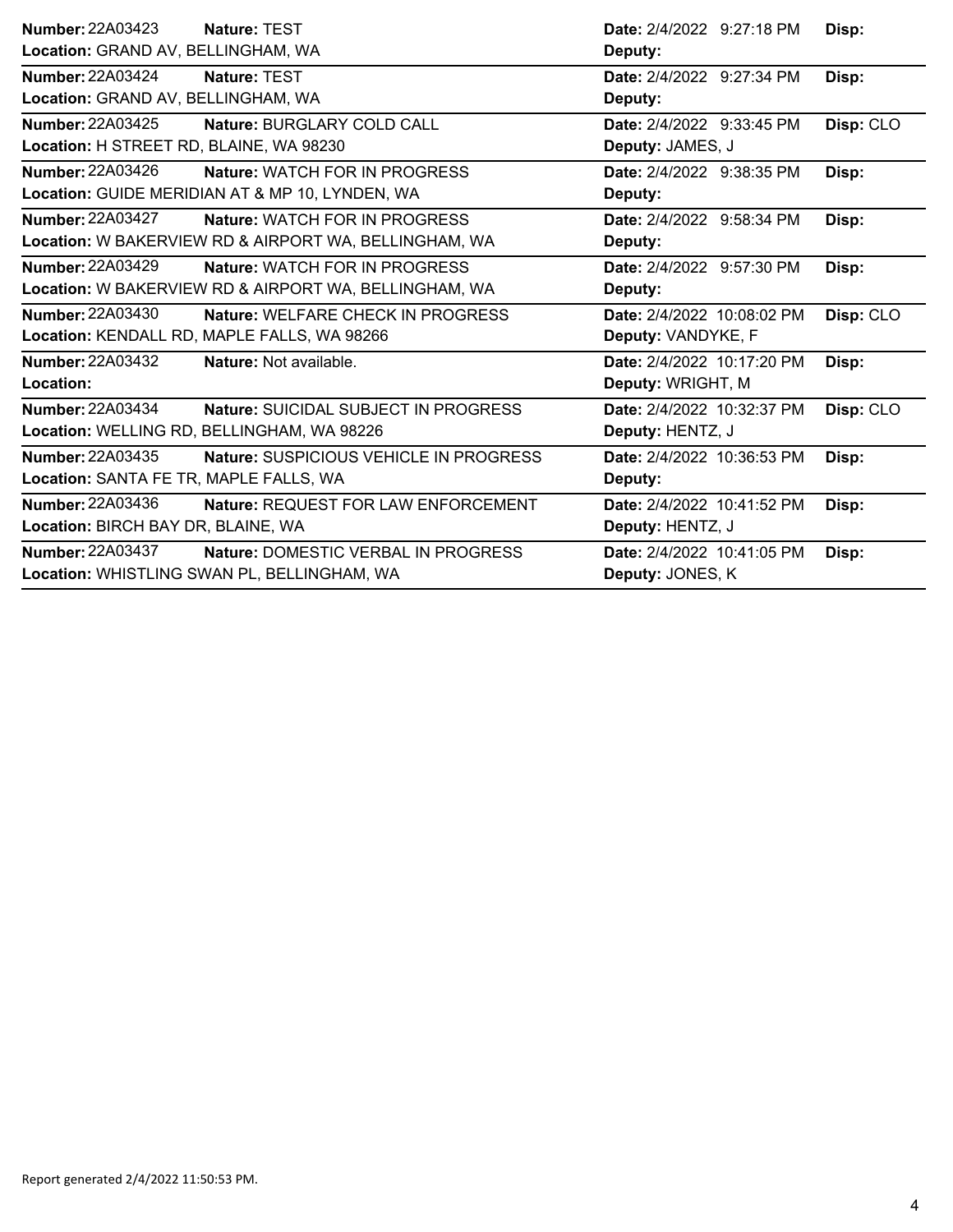**Number:** 22A03423 **Nature:** TEST **Date:** 2/4/2022 9:27:18 PM **Disp:**
**Location:** GRAND AV, BELLINGHAM, WA **Deputy:**

**Number:** 22A03424 **Nature:** TEST **Date:** 2/4/2022 9:27:34 PM **Disp:**
**Location:** GRAND AV, BELLINGHAM, WA **Deputy:**

**Number:** 22A03425 **Nature:** BURGLARY COLD CALL **Date:** 2/4/2022 9:33:45 PM **Disp:** CLO
**Location:** H STREET RD, BLAINE, WA 98230 **Deputy:** JAMES, J

**Number:** 22A03426 **Nature:** WATCH FOR IN PROGRESS **Date:** 2/4/2022 9:38:35 PM **Disp:**
**Location:** GUIDE MERIDIAN AT & MP 10, LYNDEN, WA **Deputy:**

**Number:** 22A03427 **Nature:** WATCH FOR IN PROGRESS **Date:** 2/4/2022 9:58:34 PM **Disp:**
**Location:** W BAKERVIEW RD & AIRPORT WA, BELLINGHAM, WA **Deputy:**

**Number:** 22A03429 **Nature:** WATCH FOR IN PROGRESS **Date:** 2/4/2022 9:57:30 PM **Disp:**
**Location:** W BAKERVIEW RD & AIRPORT WA, BELLINGHAM, WA **Deputy:**

**Number:** 22A03430 **Nature:** WELFARE CHECK IN PROGRESS **Date:** 2/4/2022 10:08:02 PM **Disp:** CLO
**Location:** KENDALL RD, MAPLE FALLS, WA 98266 **Deputy:** VANDYKE, F

**Number:** 22A03432 **Nature:** Not available. **Date:** 2/4/2022 10:17:20 PM **Disp:**
**Location:** **Deputy:** WRIGHT, M

**Number:** 22A03434 **Nature:** SUICIDAL SUBJECT IN PROGRESS **Date:** 2/4/2022 10:32:37 PM **Disp:** CLO
**Location:** WELLING RD, BELLINGHAM, WA 98226 **Deputy:** HENTZ, J

**Number:** 22A03435 **Nature:** SUSPICIOUS VEHICLE IN PROGRESS **Date:** 2/4/2022 10:36:53 PM **Disp:**
**Location:** SANTA FE TR, MAPLE FALLS, WA **Deputy:**

**Number:** 22A03436 **Nature:** REQUEST FOR LAW ENFORCEMENT **Date:** 2/4/2022 10:41:52 PM **Disp:**
**Location:** BIRCH BAY DR, BLAINE, WA **Deputy:** HENTZ, J

**Number:** 22A03437 **Nature:** DOMESTIC VERBAL IN PROGRESS **Date:** 2/4/2022 10:41:05 PM **Disp:**
**Location:** WHISTLING SWAN PL, BELLINGHAM, WA **Deputy:** JONES, K

Report generated 2/4/2022 11:50:53 PM.